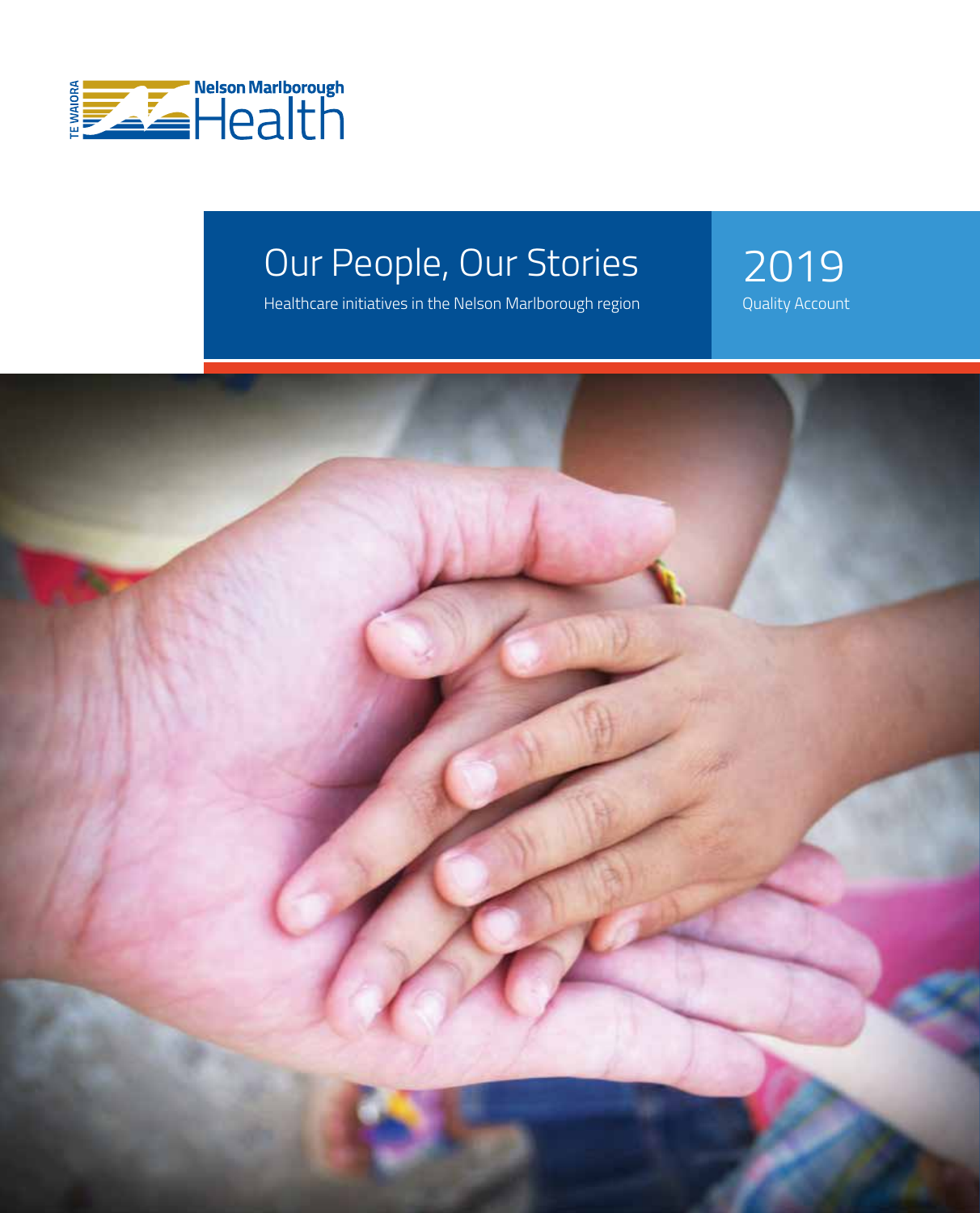Nelson Marlborough Health

TE WAIORA

# Our People, Our Stories

Healthcare initiatives in the Nelson Marlborough region

2019

Quality Account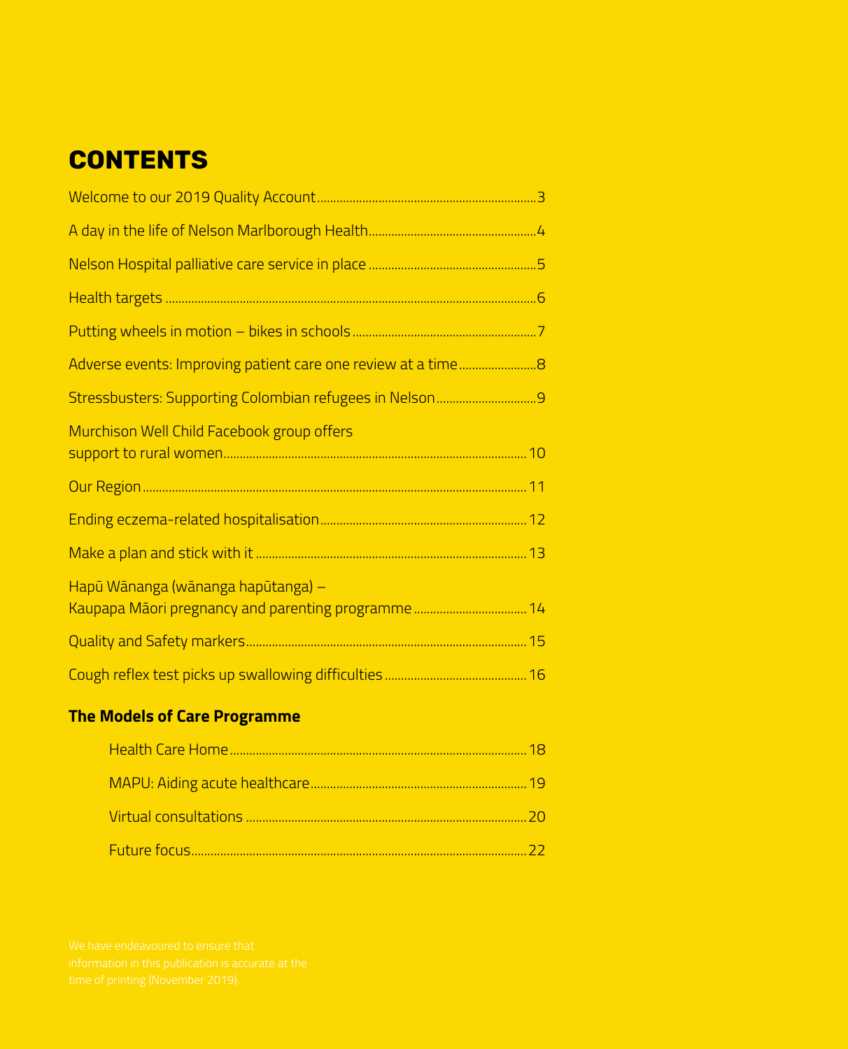# CONTENTS

| | |
|---|---|
| Welcome to our 2019 Quality Account | 3 |
| A day in the life of Nelson Marlborough Health | 4 |
| Nelson Hospital palliative care service in place | 5 |
| Health targets | 6 |
| Putting wheels in motion – bikes in schools | 7 |
| Adverse events: Improving patient care one review at a time | 8 |
| Stressbusters: Supporting Colombian refugees in Nelson | 9 |
| Murchison Well Child Facebook group offers support to rural women | 10 |
| Our Region | 11 |
| Ending eczema-related hospitalisation | 12 |
| Make a plan and stick with it | 13 |
| Hapū Wānanga (wānanga hapūtanga) – Kaupapa Māori pregnancy and parenting programme | 14 |
| Quality and Safety markers | 15 |
| Cough reflex test picks up swallowing difficulties | 16 |

## The Models of Care Programme

| | |
|---|---|
| Health Care Home | 18 |
| MAPU: Aiding acute healthcare | 19 |
| Virtual consultations | 20 |
| Future focus | 22 |

We have endeavoured to ensure that information in this publication is accurate at the time of printing (November 2019).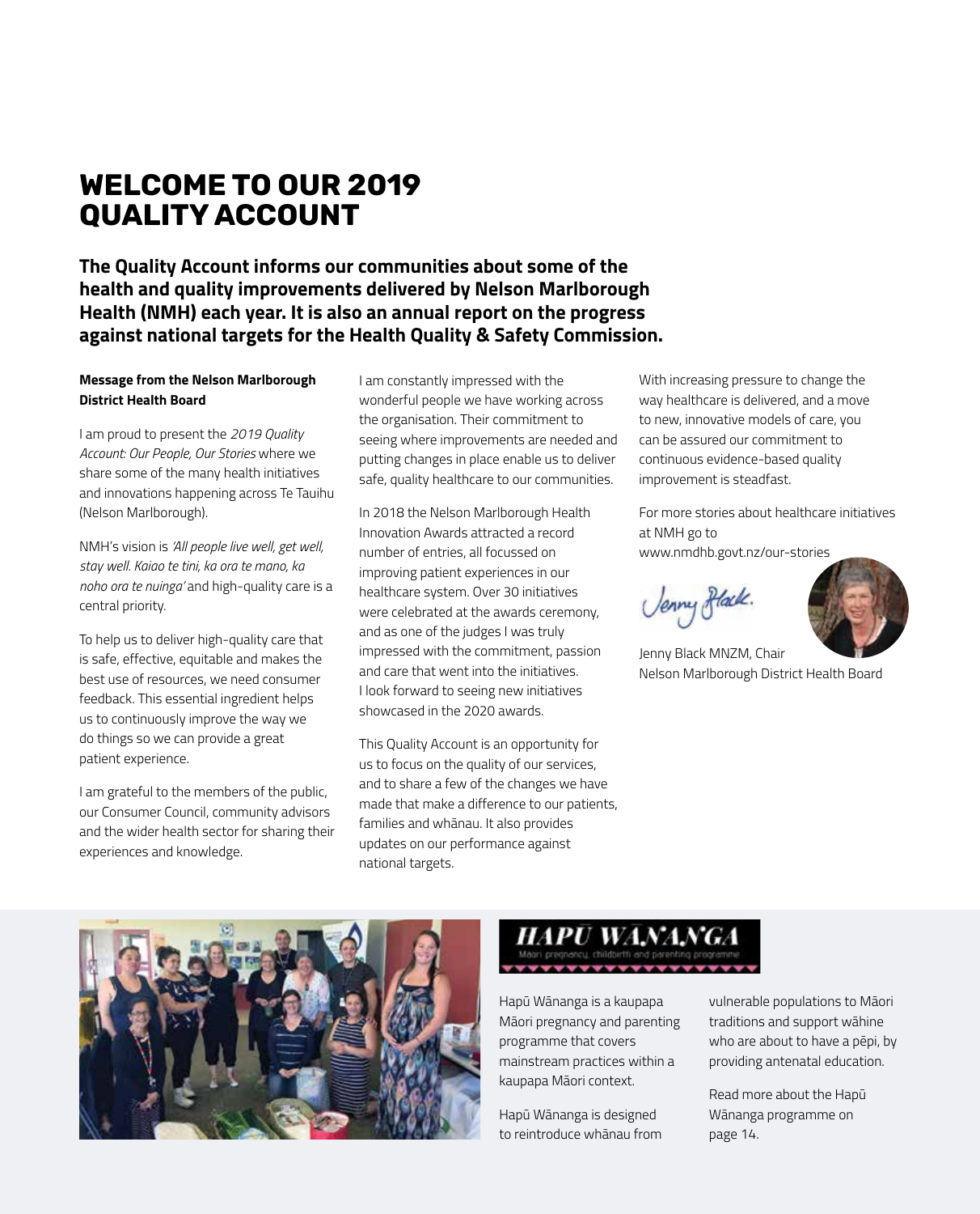# WELCOME TO OUR 2019 QUALITY ACCOUNT

**The Quality Account informs our communities about some of the health and quality improvements delivered by Nelson Marlborough Health (NMH) each year. It is also an annual report on the progress against national targets for the Health Quality & Safety Commission.**

**Message from the Nelson Marlborough District Health Board**

I am proud to present the *2019 Quality Account: Our People, Our Stories* where we share some of the many health initiatives and innovations happening across Te Tauihu (Nelson Marlborough).

NMH's vision is *'All people live well, get well, stay well. Kaiao te tini, ka ora te mano, ka noho ora te nuinga'* and high-quality care is a central priority.

To help us to deliver high-quality care that is safe, effective, equitable and makes the best use of resources, we need consumer feedback. This essential ingredient helps us to continuously improve the way we do things so we can provide a great patient experience.

I am grateful to the members of the public, our Consumer Council, community advisors and the wider health sector for sharing their experiences and knowledge.

I am constantly impressed with the wonderful people we have working across the organisation. Their commitment to seeing where improvements are needed and putting changes in place enable us to deliver safe, quality healthcare to our communities.

In 2018 the Nelson Marlborough Health Innovation Awards attracted a record number of entries, all focussed on improving patient experiences in our healthcare system. Over 30 initiatives were celebrated at the awards ceremony, and as one of the judges I was truly impressed with the commitment, passion and care that went into the initiatives. I look forward to seeing new initiatives showcased in the 2020 awards.

This Quality Account is an opportunity for us to focus on the quality of our services, and to share a few of the changes we have made that make a difference to our patients, families and whānau. It also provides updates on our performance against national targets.

With increasing pressure to change the way healthcare is delivered, and a move to new, innovative models of care, you can be assured our commitment to continuous evidence-based quality improvement is steadfast.

For more stories about healthcare initiatives at NMH go to www.nmdhb.govt.nz/our-stories

Jenny Black MNZM, Chair
Nelson Marlborough District Health Board

## HAPŪ WĀNANGA

Māori pregnancy, childbirth and parenting programme

Hapū Wānanga is a kaupapa Māori pregnancy and parenting programme that covers mainstream practices within a kaupapa Māori context.

Hapū Wānanga is designed to reintroduce whānau from vulnerable populations to Māori traditions and support wāhine who are about to have a pēpi, by providing antenatal education.

Read more about the Hapū Wānanga programme on page 14.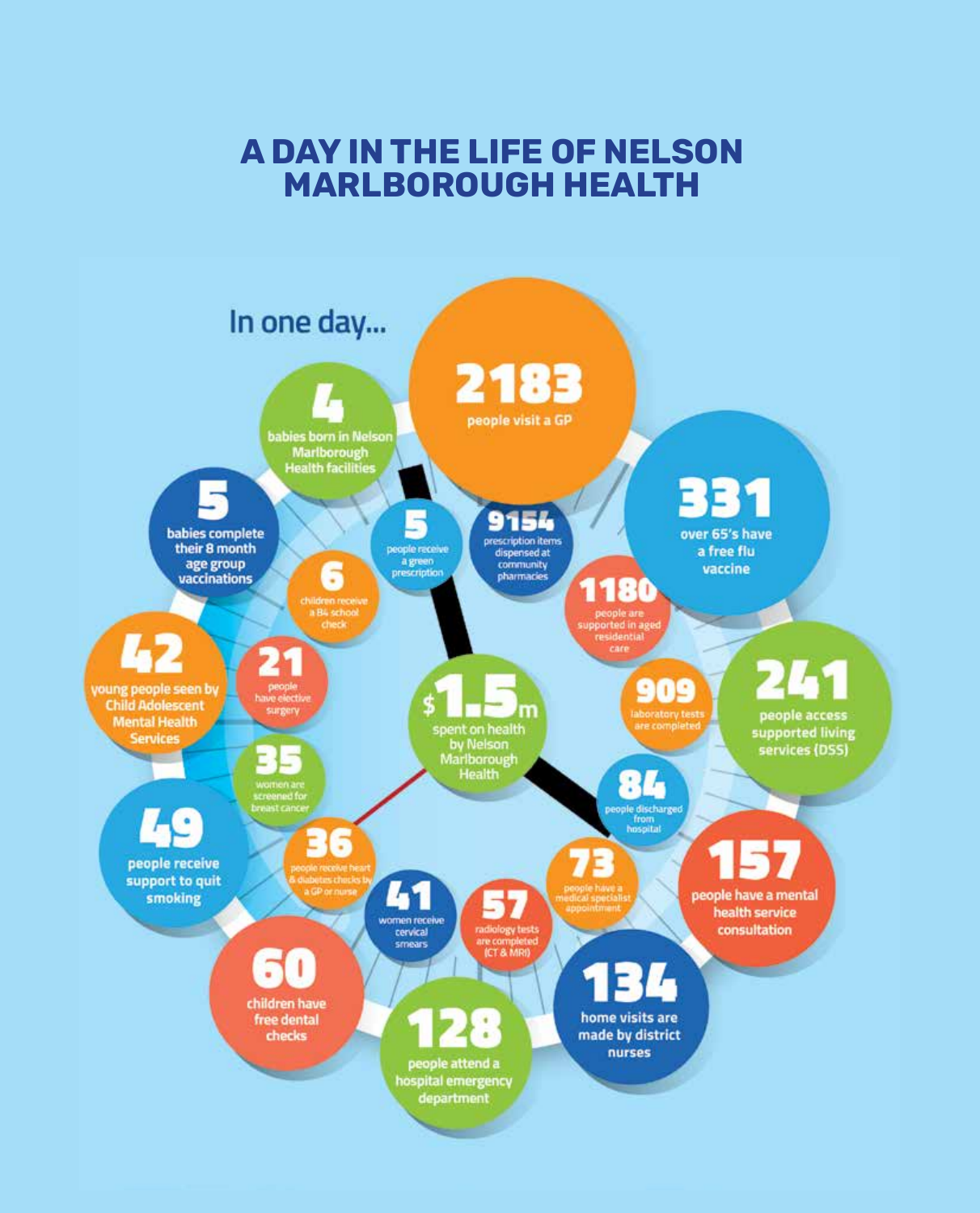# A DAY IN THE LIFE OF NELSON MARLBOROUGH HEALTH

In one day...

**2183** people visit a GP

**331** over 65's have a free flu vaccine

**241** people access supported living services (DSS)

**157** people have a mental health service consultation

**134** home visits are made by district nurses

**128** people attend a hospital emergency department

**60** children have free dental checks

**49** people receive support to quit smoking

**42** young people seen by Child Adolescent Mental Health Services

**5** babies complete their 8 month age group vaccinations

**4** babies born in Nelson Marlborough Health facilities

**5** people receive a green prescription

**9154** prescription items dispensed at community pharmacies

**1180** people are supported in aged residential care

**909** laboratory tests are completed

**84** people discharged from hospital

**73** people have a medical specialist appointment

**57** radiology tests are completed (CT & MRI)

**41** women receive cervical smears

**36** people receive heart & diabetes checks by a GP or nurse

**35** women are screened for breast cancer

**21** people have elective surgery

**6** children receive a B4 school check

**$1.5m** spent on health by Nelson Marlborough Health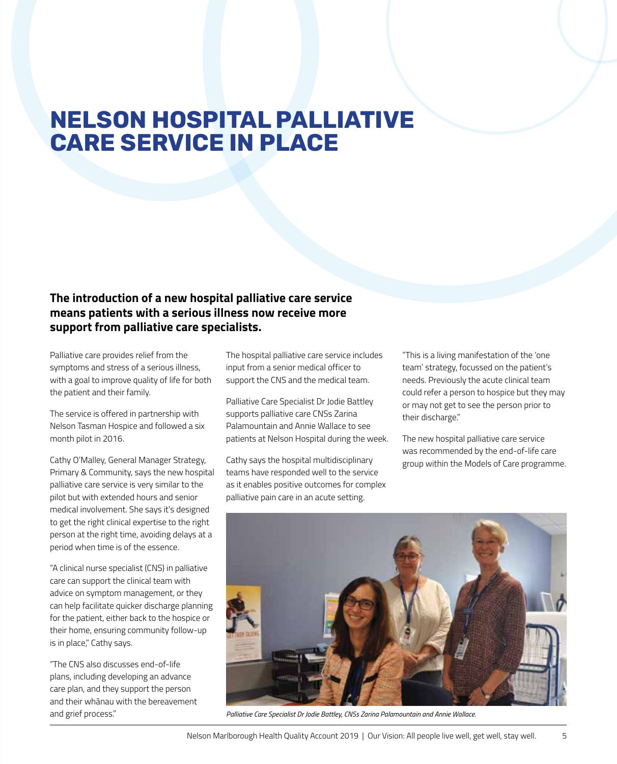# NELSON HOSPITAL PALLIATIVE CARE SERVICE IN PLACE

**The introduction of a new hospital palliative care service means patients with a serious illness now receive more support from palliative care specialists.**

Palliative care provides relief from the symptoms and stress of a serious illness, with a goal to improve quality of life for both the patient and their family.

The service is offered in partnership with Nelson Tasman Hospice and followed a six month pilot in 2016.

Cathy O'Malley, General Manager Strategy, Primary & Community, says the new hospital palliative care service is very similar to the pilot but with extended hours and senior medical involvement. She says it's designed to get the right clinical expertise to the right person at the right time, avoiding delays at a period when time is of the essence.

"A clinical nurse specialist (CNS) in palliative care can support the clinical team with advice on symptom management, or they can help facilitate quicker discharge planning for the patient, either back to the hospice or their home, ensuring community follow-up is in place," Cathy says.

"The CNS also discusses end-of-life plans, including developing an advance care plan, and they support the person and their whānau with the bereavement and grief process."

The hospital palliative care service includes input from a senior medical officer to support the CNS and the medical team.

Palliative Care Specialist Dr Jodie Battley supports palliative care CNSs Zarina Palamountain and Annie Wallace to see patients at Nelson Hospital during the week.

Cathy says the hospital multidisciplinary teams have responded well to the service as it enables positive outcomes for complex palliative pain care in an acute setting.

"This is a living manifestation of the 'one team' strategy, focussed on the patient's needs. Previously the acute clinical team could refer a person to hospice but they may or may not get to see the person prior to their discharge."

The new hospital palliative care service was recommended by the end-of-life care group within the Models of Care programme.

*Palliative Care Specialist Dr Jodie Battley, CNSs Zarina Palamountain and Annie Wallace.*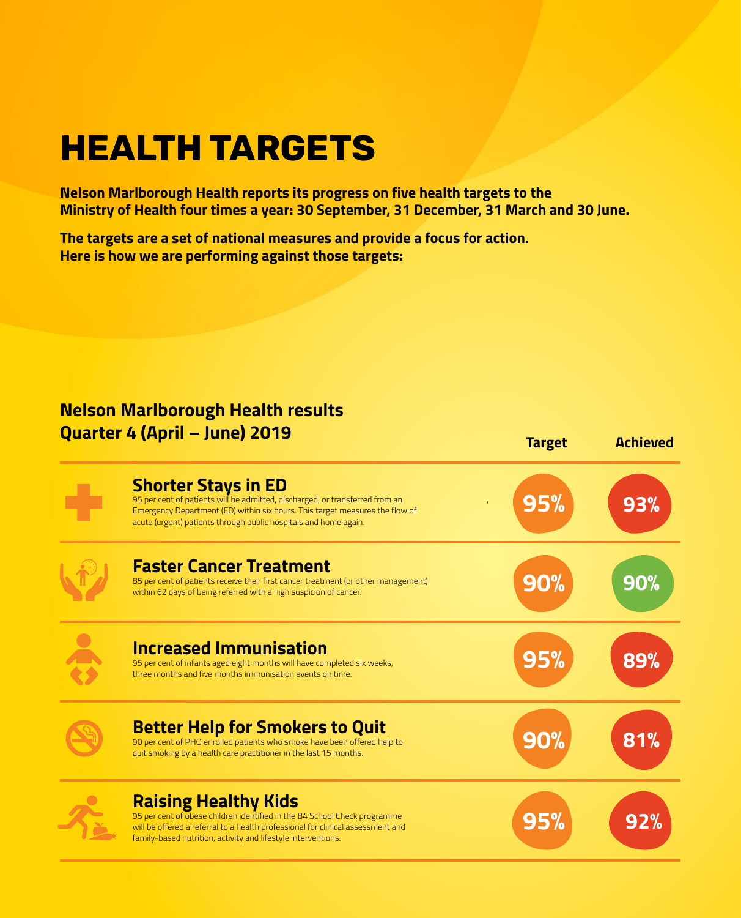# HEALTH TARGETS

**Nelson Marlborough Health reports its progress on five health targets to the Ministry of Health four times a year: 30 September, 31 December, 31 March and 30 June.**

**The targets are a set of national measures and provide a focus for action. Here is how we are performing against those targets:**

## Nelson Marlborough Health results Quarter 4 (April – June) 2019

| | Target | Achieved |
| --- | --- | --- |
| **Shorter Stays in ED**<br>95 per cent of patients will be admitted, discharged, or transferred from an Emergency Department (ED) within six hours. This target measures the flow of acute (urgent) patients through public hospitals and home again. | 95% | 93% |
| **Faster Cancer Treatment**<br>85 per cent of patients receive their first cancer treatment (or other management) within 62 days of being referred with a high suspicion of cancer. | 90% | 90% |
| **Increased Immunisation**<br>95 per cent of infants aged eight months will have completed six weeks, three months and five months immunisation events on time. | 95% | 89% |
| **Better Help for Smokers to Quit**<br>90 per cent of PHO enrolled patients who smoke have been offered help to quit smoking by a health care practitioner in the last 15 months. | 90% | 81% |
| **Raising Healthy Kids**<br>95 per cent of obese children identified in the B4 School Check programme will be offered a referral to a health professional for clinical assessment and family-based nutrition, activity and lifestyle interventions. | 95% | 92% |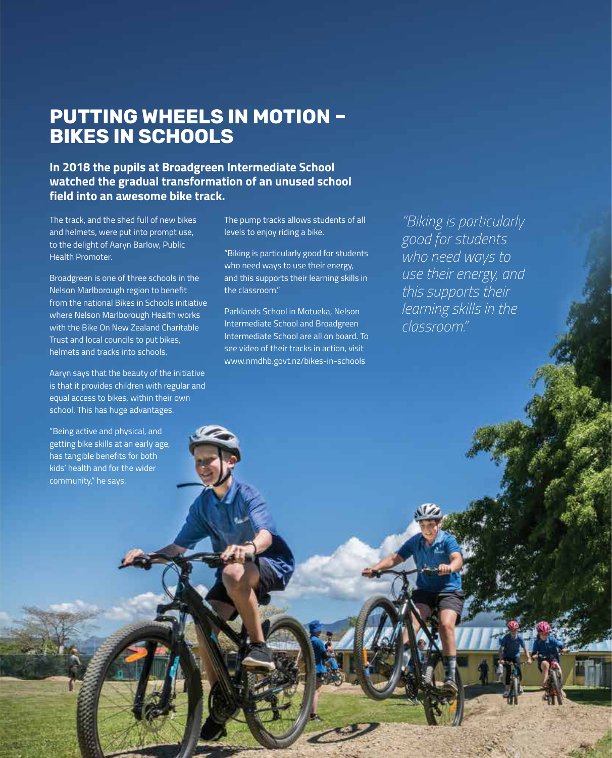# PUTTING WHEELS IN MOTION – BIKES IN SCHOOLS

**In 2018 the pupils at Broadgreen Intermediate School watched the gradual transformation of an unused school field into an awesome bike track.**

The track, and the shed full of new bikes and helmets, were put into prompt use, to the delight of Aaryn Barlow, Public Health Promoter.

Broadgreen is one of three schools in the Nelson Marlborough region to benefit from the national Bikes in Schools initiative where Nelson Marlborough Health works with the Bike On New Zealand Charitable Trust and local councils to put bikes, helmets and tracks into schools.

Aaryn says that the beauty of the initiative is that it provides children with regular and equal access to bikes, within their own school. This has huge advantages.

"Being active and physical, and getting bike skills at an early age, has tangible benefits for both kids' health and for the wider community," he says.

The pump tracks allows students of all levels to enjoy riding a bike.

"Biking is particularly good for students who need ways to use their energy, and this supports their learning skills in the classroom."

Parklands School in Motueka, Nelson Intermediate School and Broadgreen Intermediate School are all on board. To see video of their tracks in action, visit www.nmdhb.govt.nz/bikes-in-schools

*"Biking is particularly good for students who need ways to use their energy, and this supports their learning skills in the classroom."*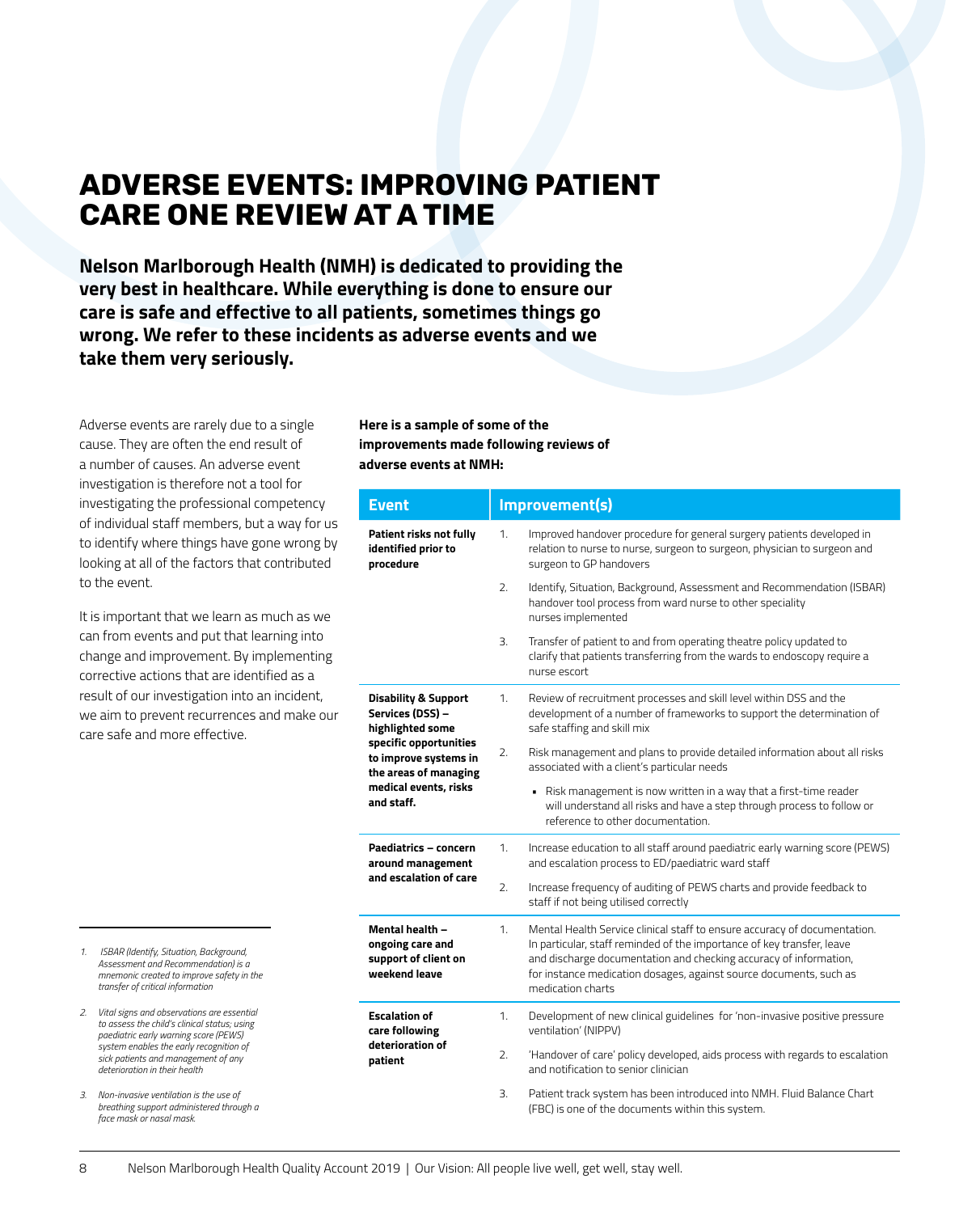# ADVERSE EVENTS: IMPROVING PATIENT CARE ONE REVIEW AT A TIME

**Nelson Marlborough Health (NMH) is dedicated to providing the very best in healthcare. While everything is done to ensure our care is safe and effective to all patients, sometimes things go wrong. We refer to these incidents as adverse events and we take them very seriously.**

Adverse events are rarely due to a single cause. They are often the end result of a number of causes. An adverse event investigation is therefore not a tool for investigating the professional competency of individual staff members, but a way for us to identify where things have gone wrong by looking at all of the factors that contributed to the event.

It is important that we learn as much as we can from events and put that learning into change and improvement. By implementing corrective actions that are identified as a result of our investigation into an incident, we aim to prevent recurrences and make our care safe and more effective.

**Here is a sample of some of the improvements made following reviews of adverse events at NMH:**

| Event | Improvement(s) |
|---|---|
| **Patient risks not fully identified prior to procedure** | 1. Improved handover procedure for general surgery patients developed in relation to nurse to nurse, surgeon to surgeon, physician to surgeon and surgeon to GP handovers<br>2. Identify, Situation, Background, Assessment and Recommendation (ISBAR) handover tool process from ward nurse to other speciality nurses implemented<br>3. Transfer of patient to and from operating theatre policy updated to clarify that patients transferring from the wards to endoscopy require a nurse escort |
| **Disability & Support Services (DSS) – highlighted some specific opportunities to improve systems in the areas of managing medical events, risks and staff.** | 1. Review of recruitment processes and skill level within DSS and the development of a number of frameworks to support the determination of safe staffing and skill mix<br>2. Risk management and plans to provide detailed information about all risks associated with a client's particular needs<br>▪ Risk management is now written in a way that a first-time reader will understand all risks and have a step through process to follow or reference to other documentation. |
| **Paediatrics – concern around management and escalation of care** | 1. Increase education to all staff around paediatric early warning score (PEWS) and escalation process to ED/paediatric ward staff<br>2. Increase frequency of auditing of PEWS charts and provide feedback to staff if not being utilised correctly |
| **Mental health – ongoing care and support of client on weekend leave** | 1. Mental Health Service clinical staff to ensure accuracy of documentation. In particular, staff reminded of the importance of key transfer, leave and discharge documentation and checking accuracy of information, for instance medication dosages, against source documents, such as medication charts |
| **Escalation of care following deterioration of patient** | 1. Development of new clinical guidelines for 'non-invasive positive pressure ventilation' (NIPPV)<br>2. 'Handover of care' policy developed, aids process with regards to escalation and notification to senior clinician<br>3. Patient track system has been introduced into NMH. Fluid Balance Chart (FBC) is one of the documents within this system. |

1. *ISBAR (Identify, Situation, Background, Assessment and Recommendation) is a mnemonic created to improve safety in the transfer of critical information*
2. *Vital signs and observations are essential to assess the child's clinical status; using paediatric early warning score (PEWS) system enables the early recognition of sick patients and management of any deterioration in their health*
3. *Non-invasive ventilation is the use of breathing support administered through a face mask or nasal mask.*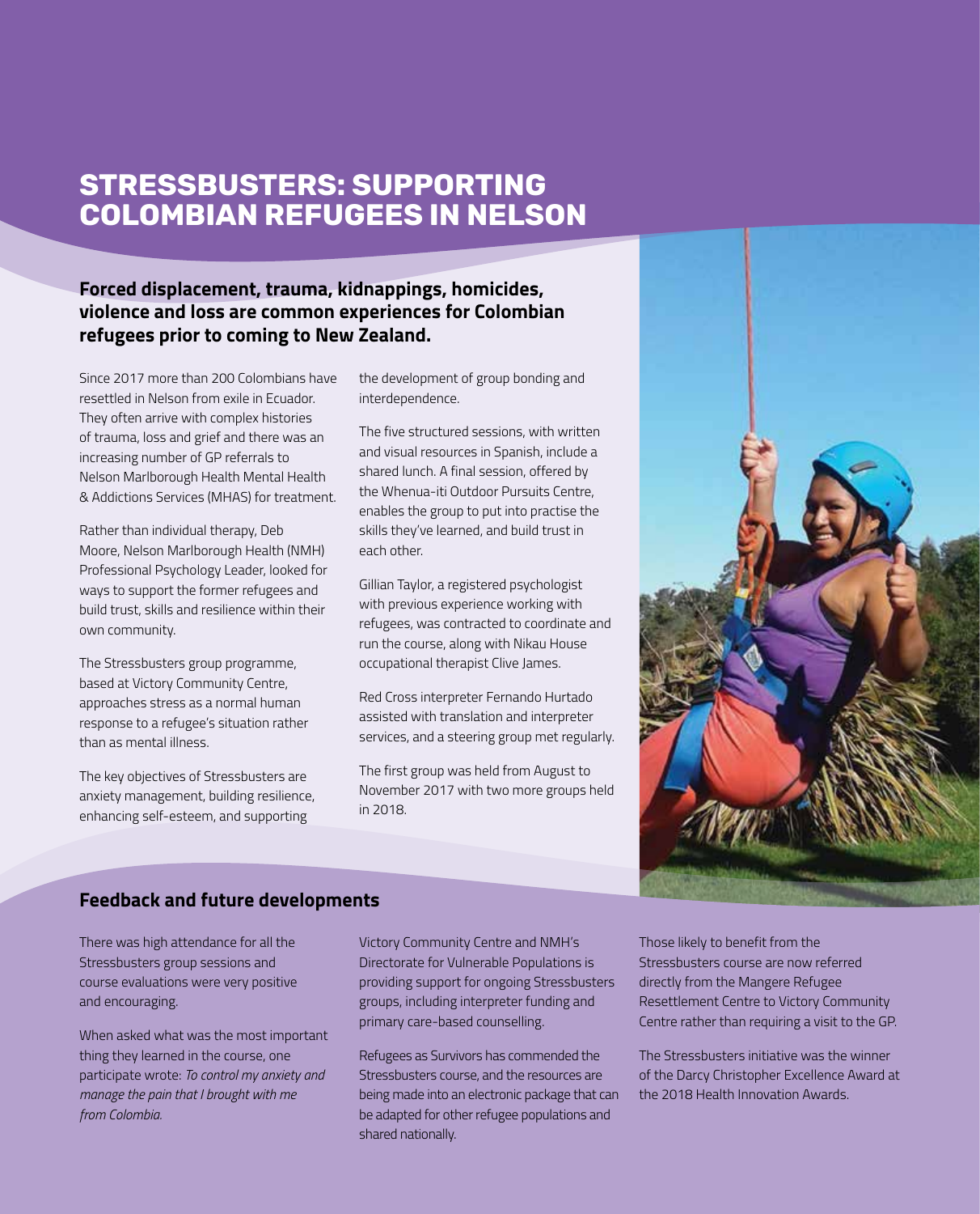# STRESSBUSTERS: SUPPORTING COLOMBIAN REFUGEES IN NELSON

**Forced displacement, trauma, kidnappings, homicides, violence and loss are common experiences for Colombian refugees prior to coming to New Zealand.**

Since 2017 more than 200 Colombians have resettled in Nelson from exile in Ecuador. They often arrive with complex histories of trauma, loss and grief and there was an increasing number of GP referrals to Nelson Marlborough Health Mental Health & Addictions Services (MHAS) for treatment.

Rather than individual therapy, Deb Moore, Nelson Marlborough Health (NMH) Professional Psychology Leader, looked for ways to support the former refugees and build trust, skills and resilience within their own community.

The Stressbusters group programme, based at Victory Community Centre, approaches stress as a normal human response to a refugee's situation rather than as mental illness.

The key objectives of Stressbusters are anxiety management, building resilience, enhancing self-esteem, and supporting the development of group bonding and interdependence.

The five structured sessions, with written and visual resources in Spanish, include a shared lunch. A final session, offered by the Whenua-iti Outdoor Pursuits Centre, enables the group to put into practise the skills they've learned, and build trust in each other.

Gillian Taylor, a registered psychologist with previous experience working with refugees, was contracted to coordinate and run the course, along with Nikau House occupational therapist Clive James.

Red Cross interpreter Fernando Hurtado assisted with translation and interpreter services, and a steering group met regularly.

The first group was held from August to November 2017 with two more groups held in 2018.

## Feedback and future developments

There was high attendance for all the Stressbusters group sessions and course evaluations were very positive and encouraging.

When asked what was the most important thing they learned in the course, one participate wrote: *To control my anxiety and manage the pain that I brought with me from Colombia.*

Victory Community Centre and NMH's Directorate for Vulnerable Populations is providing support for ongoing Stressbusters groups, including interpreter funding and primary care-based counselling.

Refugees as Survivors has commended the Stressbusters course, and the resources are being made into an electronic package that can be adapted for other refugee populations and shared nationally.

Those likely to benefit from the Stressbusters course are now referred directly from the Mangere Refugee Resettlement Centre to Victory Community Centre rather than requiring a visit to the GP.

The Stressbusters initiative was the winner of the Darcy Christopher Excellence Award at the 2018 Health Innovation Awards.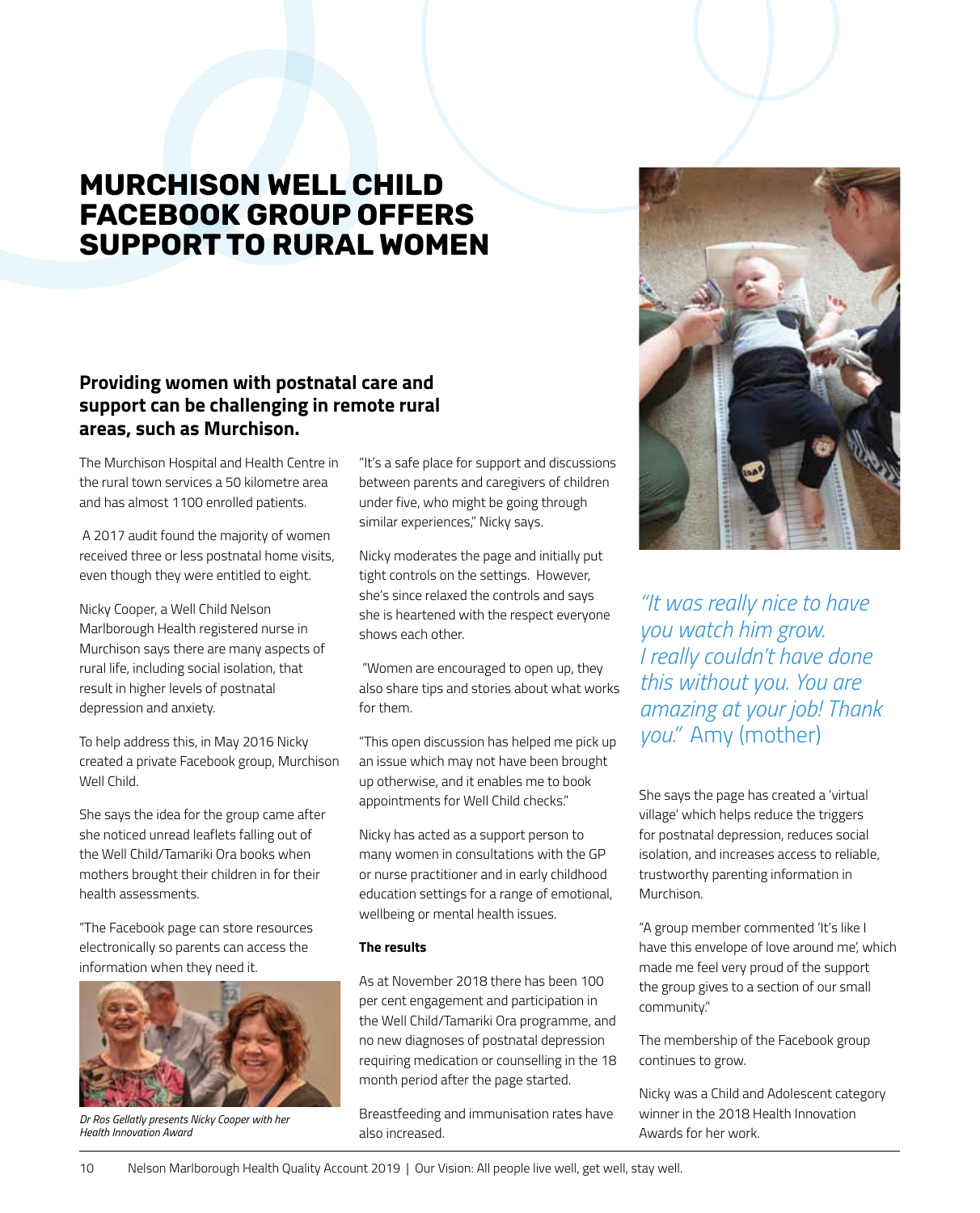# MURCHISON WELL CHILD FACEBOOK GROUP OFFERS SUPPORT TO RURAL WOMEN

**Providing women with postnatal care and support can be challenging in remote rural areas, such as Murchison.**

The Murchison Hospital and Health Centre in the rural town services a 50 kilometre area and has almost 1100 enrolled patients.

A 2017 audit found the majority of women received three or less postnatal home visits, even though they were entitled to eight.

Nicky Cooper, a Well Child Nelson Marlborough Health registered nurse in Murchison says there are many aspects of rural life, including social isolation, that result in higher levels of postnatal depression and anxiety.

To help address this, in May 2016 Nicky created a private Facebook group, Murchison Well Child.

She says the idea for the group came after she noticed unread leaflets falling out of the Well Child/Tamariki Ora books when mothers brought their children in for their health assessments.

"The Facebook page can store resources electronically so parents can access the information when they need it.

*Dr Ros Gellatly presents Nicky Cooper with her Health Innovation Award*

"It's a safe place for support and discussions between parents and caregivers of children under five, who might be going through similar experiences," Nicky says.

Nicky moderates the page and initially put tight controls on the settings. However, she's since relaxed the controls and says she is heartened with the respect everyone shows each other.

"Women are encouraged to open up, they also share tips and stories about what works for them.

"This open discussion has helped me pick up an issue which may not have been brought up otherwise, and it enables me to book appointments for Well Child checks."

Nicky has acted as a support person to many women in consultations with the GP or nurse practitioner and in early childhood education settings for a range of emotional, wellbeing or mental health issues.

**The results**

As at November 2018 there has been 100 per cent engagement and participation in the Well Child/Tamariki Ora programme, and no new diagnoses of postnatal depression requiring medication or counselling in the 18 month period after the page started.

Breastfeeding and immunisation rates have also increased.

*"It was really nice to have you watch him grow. I really couldn't have done this without you. You are amazing at your job! Thank you."* Amy (mother)

She says the page has created a 'virtual village' which helps reduce the triggers for postnatal depression, reduces social isolation, and increases access to reliable, trustworthy parenting information in Murchison.

"A group member commented 'It's like I have this envelope of love around me', which made me feel very proud of the support the group gives to a section of our small community."

The membership of the Facebook group continues to grow.

Nicky was a Child and Adolescent category winner in the 2018 Health Innovation Awards for her work.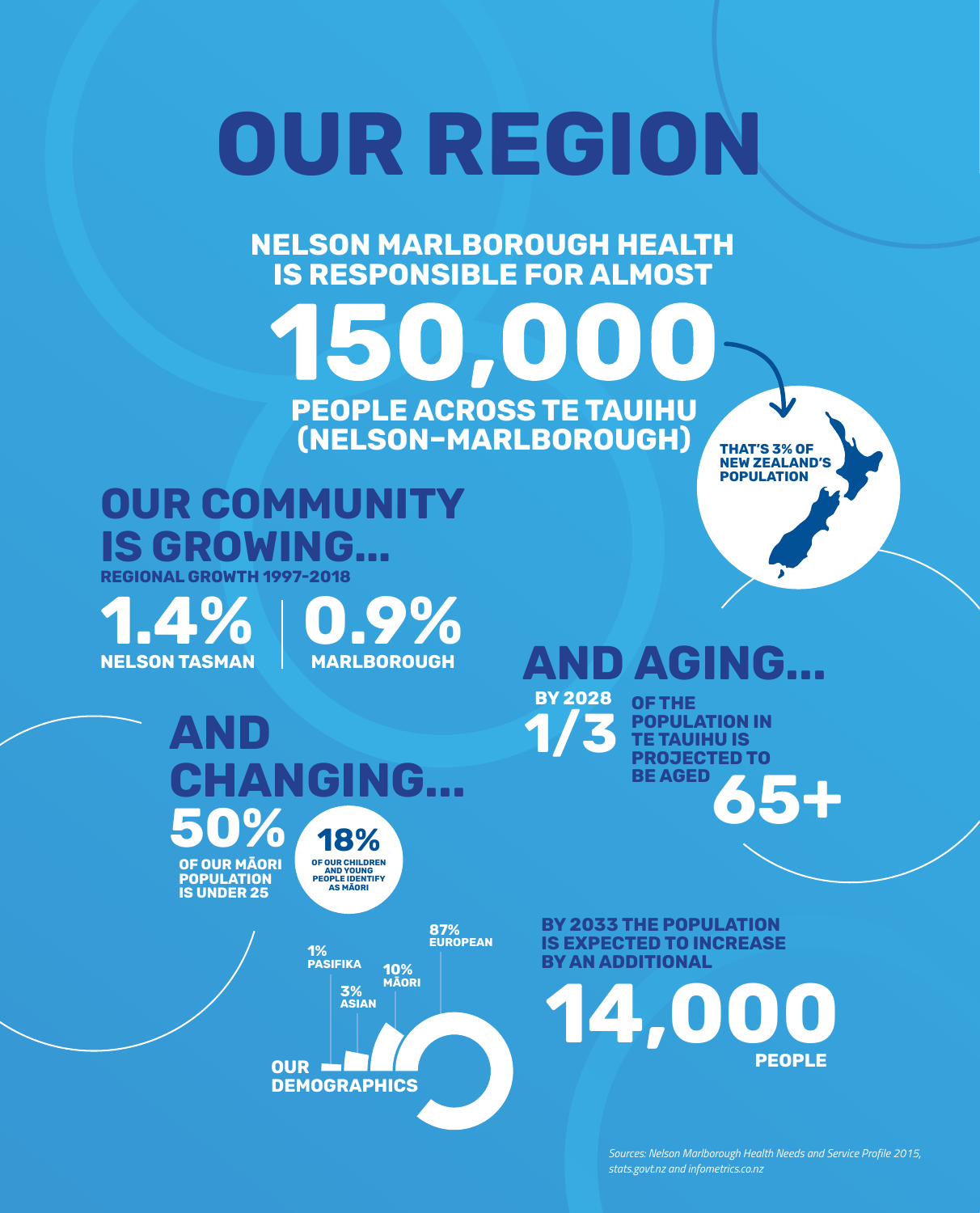# OUR REGION

**NELSON MARLBOROUGH HEALTH IS RESPONSIBLE FOR ALMOST**

# 150,000

**PEOPLE ACROSS TE TAUIHU (NELSON–MARLBOROUGH)**

THAT'S 3% OF NEW ZEALAND'S POPULATION

## OUR COMMUNITY IS GROWING...

REGIONAL GROWTH 1997-2018

**1.4%** NELSON TASMAN | **0.9%** MARLBOROUGH

## AND AGING...

BY 2028 **1/3** OF THE POPULATION IN TE TAUIHU IS PROJECTED TO BE AGED **65+**

## AND CHANGING...

**50%** OF OUR MĀORI POPULATION IS UNDER 25

**18%** OF OUR CHILDREN AND YOUNG PEOPLE IDENTIFY AS MĀORI

### OUR DEMOGRAPHICS

- 1% PASIFIKA
- 3% ASIAN
- 10% MĀORI
- 87% EUROPEAN

BY 2033 THE POPULATION IS EXPECTED TO INCREASE BY AN ADDITIONAL

**14,000** PEOPLE

*Sources: Nelson Marlborough Health Needs and Service Profile 2015, stats.govt.nz and infometrics.co.nz*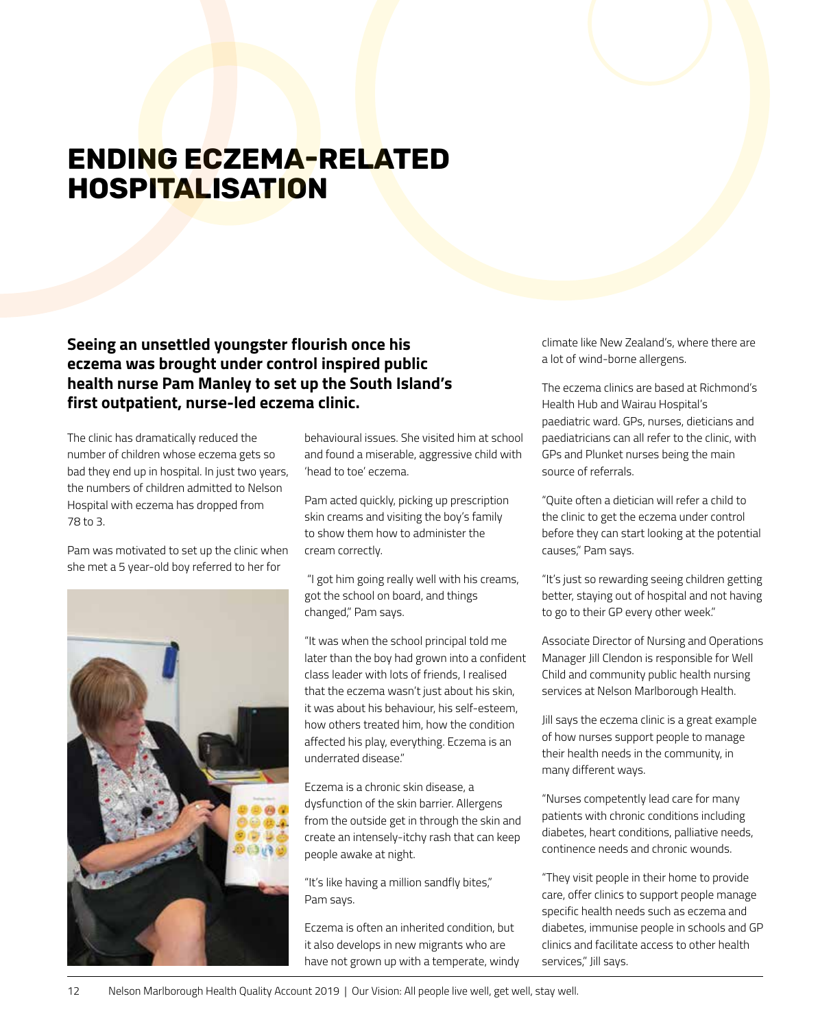# ENDING ECZEMA-RELATED HOSPITALISATION

**Seeing an unsettled youngster flourish once his eczema was brought under control inspired public health nurse Pam Manley to set up the South Island's first outpatient, nurse-led eczema clinic.**

The clinic has dramatically reduced the number of children whose eczema gets so bad they end up in hospital. In just two years, the numbers of children admitted to Nelson Hospital with eczema has dropped from 78 to 3.

Pam was motivated to set up the clinic when she met a 5 year-old boy referred to her for behavioural issues. She visited him at school and found a miserable, aggressive child with 'head to toe' eczema.

Pam acted quickly, picking up prescription skin creams and visiting the boy's family to show them how to administer the cream correctly.

"I got him going really well with his creams, got the school on board, and things changed," Pam says.

"It was when the school principal told me later than the boy had grown into a confident class leader with lots of friends, I realised that the eczema wasn't just about his skin, it was about his behaviour, his self-esteem, how others treated him, how the condition affected his play, everything. Eczema is an underrated disease."

Eczema is a chronic skin disease, a dysfunction of the skin barrier. Allergens from the outside get in through the skin and create an intensely-itchy rash that can keep people awake at night.

"It's like having a million sandfly bites," Pam says.

Eczema is often an inherited condition, but it also develops in new migrants who are have not grown up with a temperate, windy climate like New Zealand's, where there are a lot of wind-borne allergens.

The eczema clinics are based at Richmond's Health Hub and Wairau Hospital's paediatric ward. GPs, nurses, dieticians and paediatricians can all refer to the clinic, with GPs and Plunket nurses being the main source of referrals.

"Quite often a dietician will refer a child to the clinic to get the eczema under control before they can start looking at the potential causes," Pam says.

"It's just so rewarding seeing children getting better, staying out of hospital and not having to go to their GP every other week."

Associate Director of Nursing and Operations Manager Jill Clendon is responsible for Well Child and community public health nursing services at Nelson Marlborough Health.

Jill says the eczema clinic is a great example of how nurses support people to manage their health needs in the community, in many different ways.

"Nurses competently lead care for many patients with chronic conditions including diabetes, heart conditions, palliative needs, continence needs and chronic wounds.

"They visit people in their home to provide care, offer clinics to support people manage specific health needs such as eczema and diabetes, immunise people in schools and GP clinics and facilitate access to other health services," Jill says.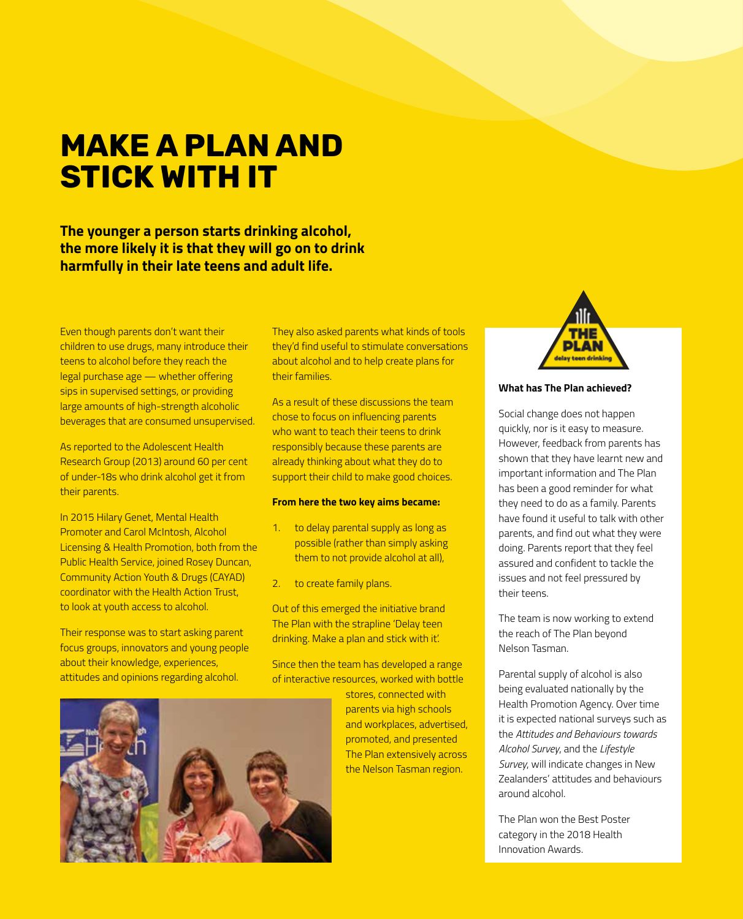# MAKE A PLAN AND STICK WITH IT

**The younger a person starts drinking alcohol, the more likely it is that they will go on to drink harmfully in their late teens and adult life.**

Even though parents don't want their children to use drugs, many introduce their teens to alcohol before they reach the legal purchase age — whether offering sips in supervised settings, or providing large amounts of high-strength alcoholic beverages that are consumed unsupervised.

As reported to the Adolescent Health Research Group (2013) around 60 per cent of under-18s who drink alcohol get it from their parents.

In 2015 Hilary Genet, Mental Health Promoter and Carol McIntosh, Alcohol Licensing & Health Promotion, both from the Public Health Service, joined Rosey Duncan, Community Action Youth & Drugs (CAYAD) coordinator with the Health Action Trust, to look at youth access to alcohol.

Their response was to start asking parent focus groups, innovators and young people about their knowledge, experiences, attitudes and opinions regarding alcohol.

They also asked parents what kinds of tools they'd find useful to stimulate conversations about alcohol and to help create plans for their families.

As a result of these discussions the team chose to focus on influencing parents who want to teach their teens to drink responsibly because these parents are already thinking about what they do to support their child to make good choices.

**From here the two key aims became:**

1. to delay parental supply as long as possible (rather than simply asking them to not provide alcohol at all),
2. to create family plans.

Out of this emerged the initiative brand The Plan with the strapline 'Delay teen drinking. Make a plan and stick with it'.

Since then the team has developed a range of interactive resources, worked with bottle stores, connected with parents via high schools and workplaces, advertised, promoted, and presented The Plan extensively across the Nelson Tasman region.

**What has The Plan achieved?**

Social change does not happen quickly, nor is it easy to measure. However, feedback from parents has shown that they have learnt new and important information and The Plan has been a good reminder for what they need to do as a family. Parents have found it useful to talk with other parents, and find out what they were doing. Parents report that they feel assured and confident to tackle the issues and not feel pressured by their teens.

The team is now working to extend the reach of The Plan beyond Nelson Tasman.

Parental supply of alcohol is also being evaluated nationally by the Health Promotion Agency. Over time it is expected national surveys such as the *Attitudes and Behaviours towards Alcohol Survey*, and the *Lifestyle Survey*, will indicate changes in New Zealanders' attitudes and behaviours around alcohol.

The Plan won the Best Poster category in the 2018 Health Innovation Awards.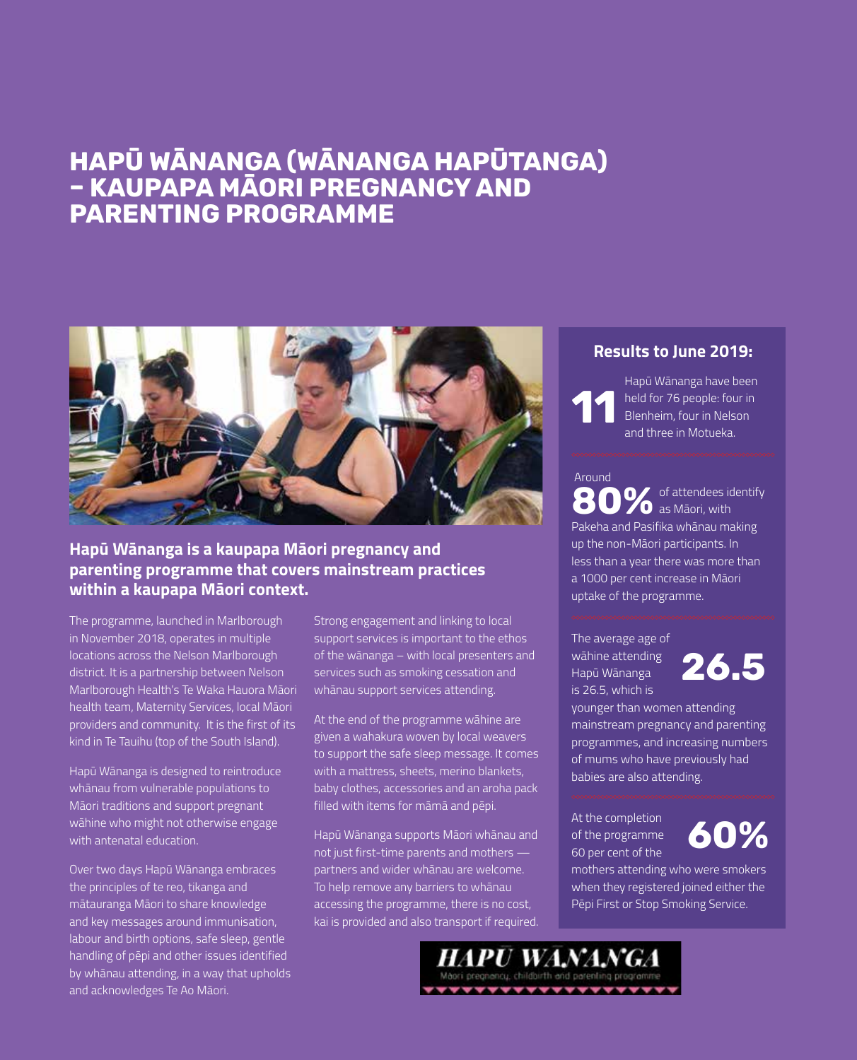# HAPŪ WĀNANGA (WĀNANGA HAPŪTANGA) – KAUPAPA MĀORI PREGNANCY AND PARENTING PROGRAMME

**Hapū Wānanga is a kaupapa Māori pregnancy and parenting programme that covers mainstream practices within a kaupapa Māori context.**

The programme, launched in Marlborough in November 2018, operates in multiple locations across the Nelson Marlborough district. It is a partnership between Nelson Marlborough Health's Te Waka Hauora Māori health team, Maternity Services, local Māori providers and community. It is the first of its kind in Te Tauihu (top of the South Island).

Hapū Wānanga is designed to reintroduce whānau from vulnerable populations to Māori traditions and support pregnant wāhine who might not otherwise engage with antenatal education.

Over two days Hapū Wānanga embraces the principles of te reo, tikanga and mātauranga Māori to share knowledge and key messages around immunisation, labour and birth options, safe sleep, gentle handling of pēpi and other issues identified by whānau attending, in a way that upholds and acknowledges Te Ao Māori.

Strong engagement and linking to local support services is important to the ethos of the wānanga – with local presenters and services such as smoking cessation and whānau support services attending.

At the end of the programme wāhine are given a wahakura woven by local weavers to support the safe sleep message. It comes with a mattress, sheets, merino blankets, baby clothes, accessories and an aroha pack filled with items for māmā and pēpi.

Hapū Wānanga supports Māori whānau and not just first-time parents and mothers — partners and wider whānau are welcome. To help remove any barriers to whānau accessing the programme, there is no cost, kai is provided and also transport if required.

## Results to June 2019:

**11** Hapū Wānanga have been held for 76 people: four in Blenheim, four in Nelson and three in Motueka.

Around **80%** of attendees identify as Māori, with Pakeha and Pasifika whānau making up the non-Māori participants. In less than a year there was more than a 1000 per cent increase in Māori uptake of the programme.

**26.5** The average age of wāhine attending Hapū Wānanga is 26.5, which is younger than women attending mainstream pregnancy and parenting programmes, and increasing numbers of mums who have previously had babies are also attending.

**60%** At the completion of the programme 60 per cent of the mothers attending who were smokers when they registered joined either the Pēpi First or Stop Smoking Service.

HAPŪ WĀNANGA
Māori pregnancy, childbirth and parenting programme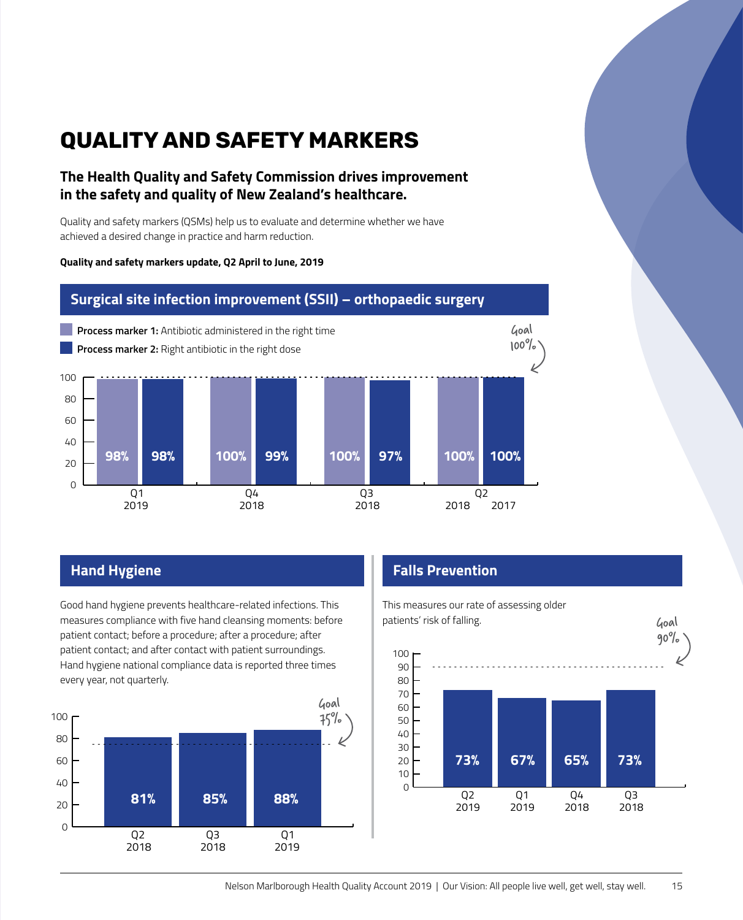# QUALITY AND SAFETY MARKERS

## The Health Quality and Safety Commission drives improvement in the safety and quality of New Zealand's healthcare.

Quality and safety markers (QSMs) help us to evaluate and determine whether we have achieved a desired change in practice and harm reduction.

**Quality and safety markers update, Q2 April to June, 2019**

### Surgical site infection improvement (SSII) – orthopaedic surgery

**Process marker 1:** Antibiotic administered in the right time

**Process marker 2:** Right antibiotic in the right dose

Goal 100%

| | Q1 2019 | Q4 2018 | Q3 2018 | Q2 2018 | 2017 |
|---|---|---|---|---|---|
| Process marker 1 | 98% | 100% | 100% | 100% | |
| Process marker 2 | 98% | 99% | 97% | | 100% |

### Hand Hygiene

Good hand hygiene prevents healthcare-related infections. This measures compliance with five hand cleansing moments: before patient contact; before a procedure; after a procedure; after patient contact; and after contact with patient surroundings. Hand hygiene national compliance data is reported three times every year, not quarterly.

Goal 75%

| Q2 2018 | Q3 2018 | Q1 2019 |
|---|---|---|
| 81% | 85% | 88% |

### Falls Prevention

This measures our rate of assessing older patients' risk of falling.

Goal 90%

| Q2 2019 | Q1 2019 | Q4 2018 | Q3 2018 |
|---|---|---|---|
| 73% | 67% | 65% | 73% |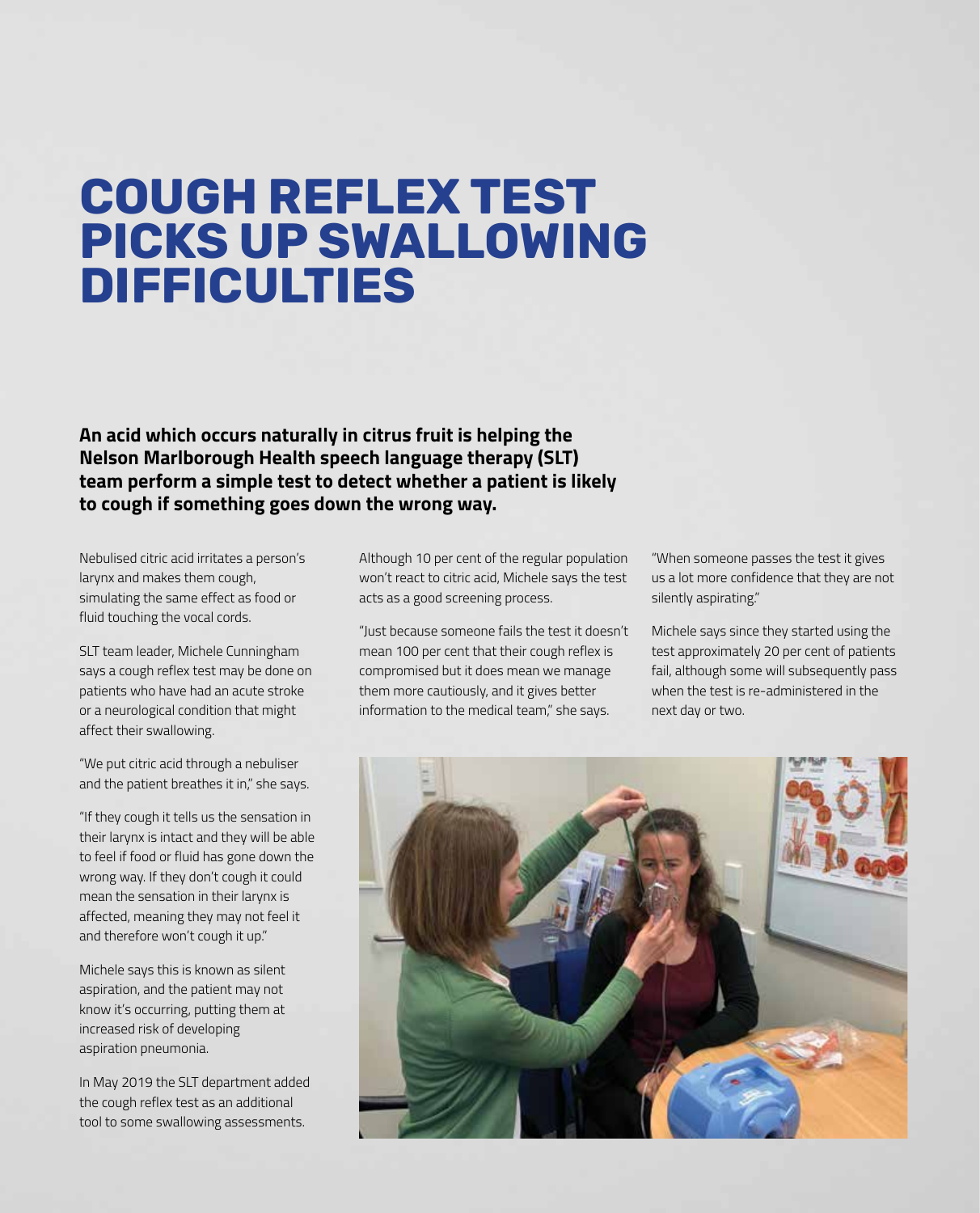# COUGH REFLEX TEST PICKS UP SWALLOWING DIFFICULTIES

**An acid which occurs naturally in citrus fruit is helping the Nelson Marlborough Health speech language therapy (SLT) team perform a simple test to detect whether a patient is likely to cough if something goes down the wrong way.**

Nebulised citric acid irritates a person's larynx and makes them cough, simulating the same effect as food or fluid touching the vocal cords.

SLT team leader, Michele Cunningham says a cough reflex test may be done on patients who have had an acute stroke or a neurological condition that might affect their swallowing.

"We put citric acid through a nebuliser and the patient breathes it in," she says.

"If they cough it tells us the sensation in their larynx is intact and they will be able to feel if food or fluid has gone down the wrong way. If they don't cough it could mean the sensation in their larynx is affected, meaning they may not feel it and therefore won't cough it up."

Michele says this is known as silent aspiration, and the patient may not know it's occurring, putting them at increased risk of developing aspiration pneumonia.

In May 2019 the SLT department added the cough reflex test as an additional tool to some swallowing assessments.

Although 10 per cent of the regular population won't react to citric acid, Michele says the test acts as a good screening process.

"Just because someone fails the test it doesn't mean 100 per cent that their cough reflex is compromised but it does mean we manage them more cautiously, and it gives better information to the medical team," she says.

"When someone passes the test it gives us a lot more confidence that they are not silently aspirating."

Michele says since they started using the test approximately 20 per cent of patients fail, although some will subsequently pass when the test is re-administered in the next day or two.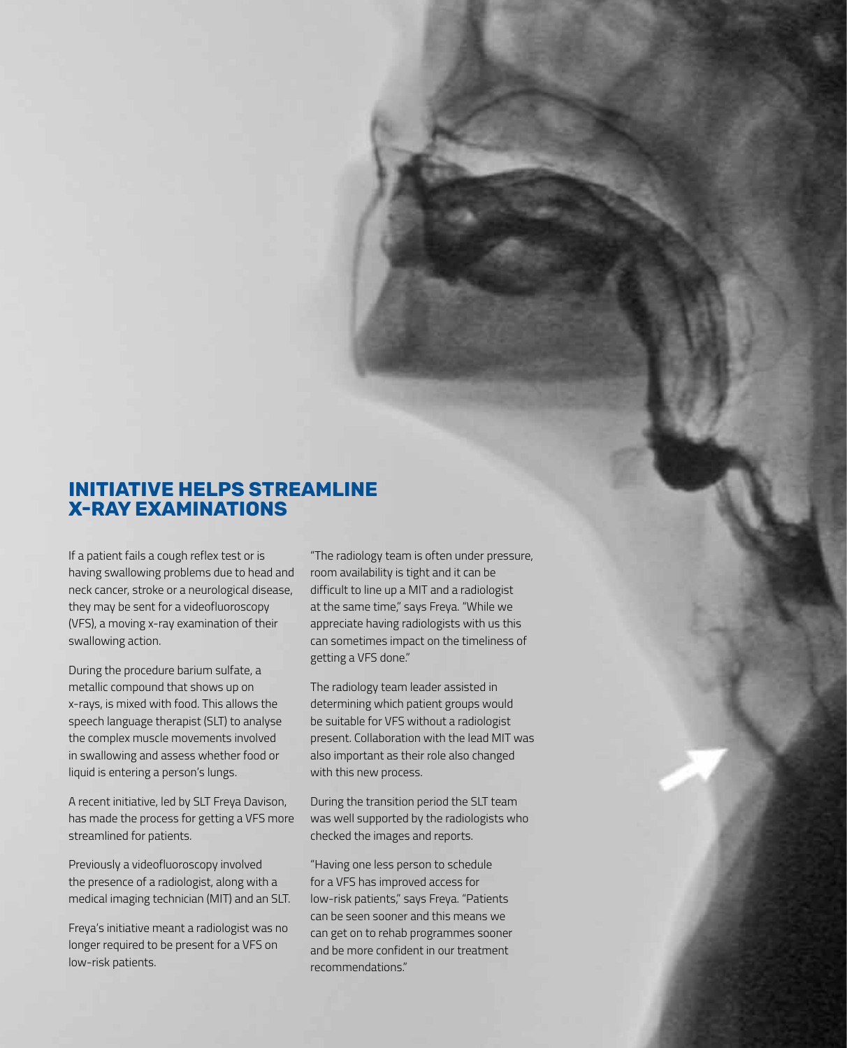## INITIATIVE HELPS STREAMLINE X-RAY EXAMINATIONS

If a patient fails a cough reflex test or is having swallowing problems due to head and neck cancer, stroke or a neurological disease, they may be sent for a videofluoroscopy (VFS), a moving x-ray examination of their swallowing action.

During the procedure barium sulfate, a metallic compound that shows up on x-rays, is mixed with food. This allows the speech language therapist (SLT) to analyse the complex muscle movements involved in swallowing and assess whether food or liquid is entering a person's lungs.

A recent initiative, led by SLT Freya Davison, has made the process for getting a VFS more streamlined for patients.

Previously a videofluoroscopy involved the presence of a radiologist, along with a medical imaging technician (MIT) and an SLT.

Freya's initiative meant a radiologist was no longer required to be present for a VFS on low-risk patients.

"The radiology team is often under pressure, room availability is tight and it can be difficult to line up a MIT and a radiologist at the same time," says Freya. "While we appreciate having radiologists with us this can sometimes impact on the timeliness of getting a VFS done."

The radiology team leader assisted in determining which patient groups would be suitable for VFS without a radiologist present. Collaboration with the lead MIT was also important as their role also changed with this new process.

During the transition period the SLT team was well supported by the radiologists who checked the images and reports.

"Having one less person to schedule for a VFS has improved access for low-risk patients," says Freya. "Patients can be seen sooner and this means we can get on to rehab programmes sooner and be more confident in our treatment recommendations."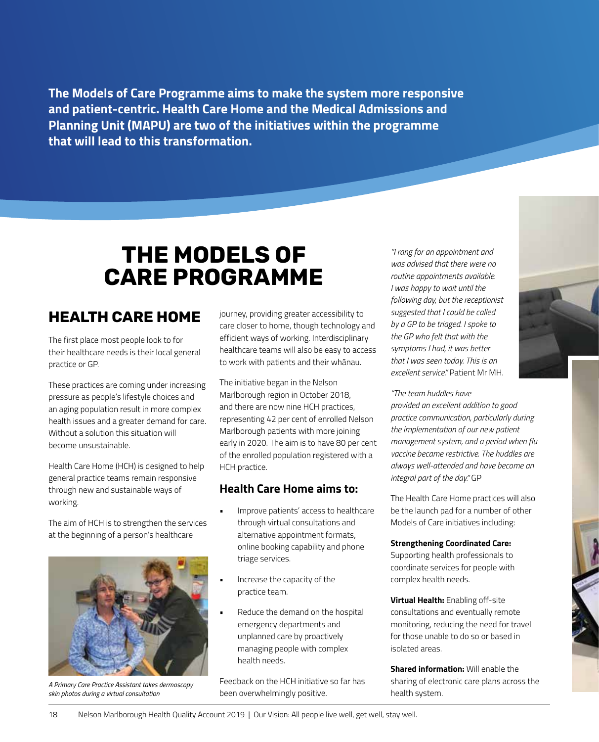**The Models of Care Programme aims to make the system more responsive and patient-centric. Health Care Home and the Medical Admissions and Planning Unit (MAPU) are two of the initiatives within the programme that will lead to this transformation.**

# THE MODELS OF CARE PROGRAMME

## HEALTH CARE HOME

The first place most people look to for their healthcare needs is their local general practice or GP.

These practices are coming under increasing pressure as people's lifestyle choices and an aging population result in more complex health issues and a greater demand for care. Without a solution this situation will become unsustainable.

Health Care Home (HCH) is designed to help general practice teams remain responsive through new and sustainable ways of working.

The aim of HCH is to strengthen the services at the beginning of a person's healthcare journey, providing greater accessibility to care closer to home, though technology and efficient ways of working. Interdisciplinary healthcare teams will also be easy to access to work with patients and their whānau.

*A Primary Care Practice Assistant takes dermoscopy skin photos during a virtual consultation*

The initiative began in the Nelson Marlborough region in October 2018, and there are now nine HCH practices, representing 42 per cent of enrolled Nelson Marlborough patients with more joining early in 2020. The aim is to have 80 per cent of the enrolled population registered with a HCH practice.

### Health Care Home aims to:

- Improve patients' access to healthcare through virtual consultations and alternative appointment formats, online booking capability and phone triage services.
- Increase the capacity of the practice team.
- Reduce the demand on the hospital emergency departments and unplanned care by proactively managing people with complex health needs.

Feedback on the HCH initiative so far has been overwhelmingly positive.

*"I rang for an appointment and was advised that there were no routine appointments available. I was happy to wait until the following day, but the receptionist suggested that I could be called by a GP to be triaged. I spoke to the GP who felt that with the symptoms I had, it was better that I was seen today. This is an excellent service."* Patient Mr MH.

*"The team huddles have provided an excellent addition to good practice communication, particularly during the implementation of our new patient management system, and a period when flu vaccine became restrictive. The huddles are always well-attended and have become an integral part of the day."* GP

The Health Care Home practices will also be the launch pad for a number of other Models of Care initiatives including:

**Strengthening Coordinated Care:** Supporting health professionals to coordinate services for people with complex health needs.

**Virtual Health:** Enabling off-site consultations and eventually remote monitoring, reducing the need for travel for those unable to do so or based in isolated areas.

**Shared information:** Will enable the sharing of electronic care plans across the health system.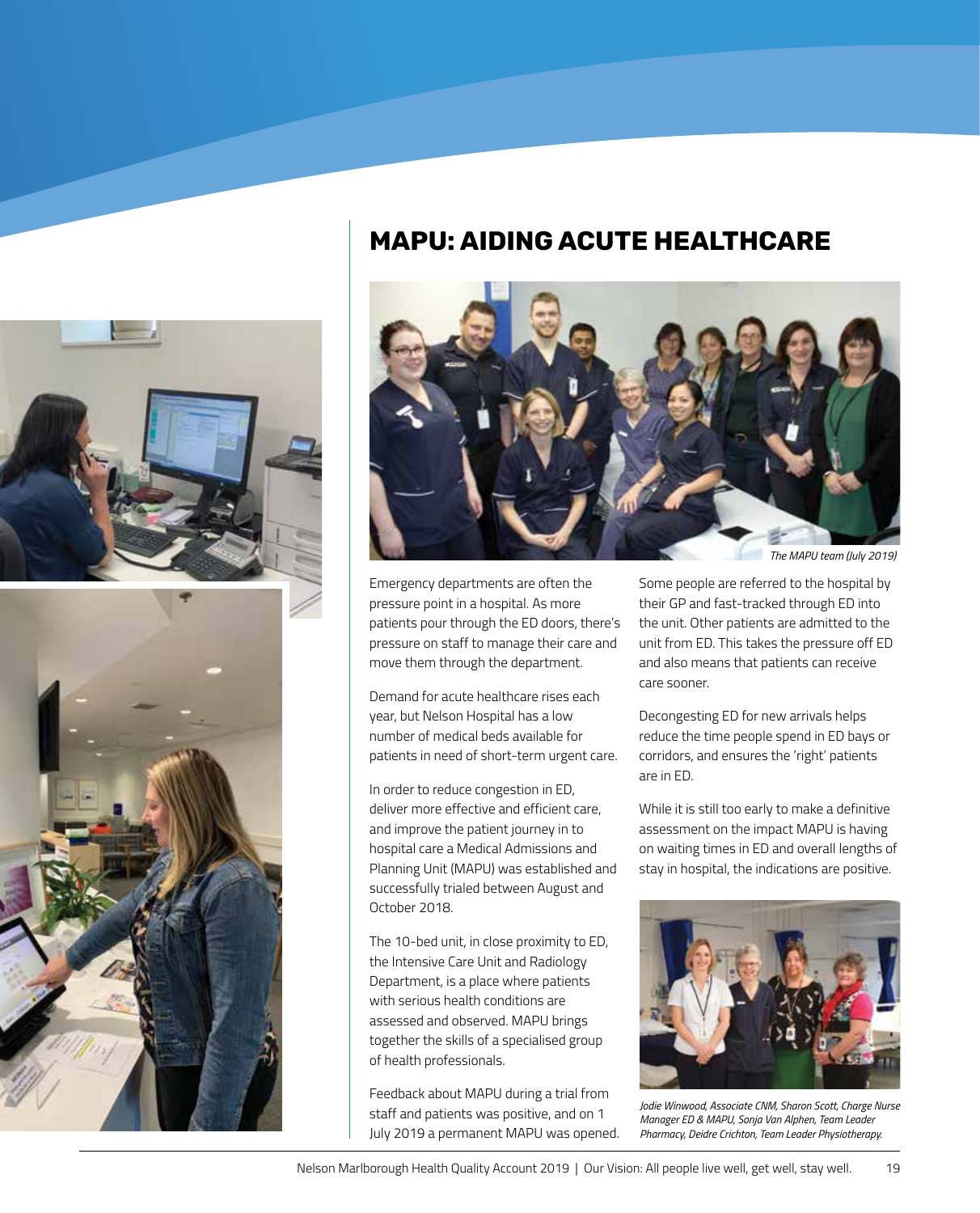# MAPU: AIDING ACUTE HEALTHCARE

*The MAPU team (July 2019)*

Emergency departments are often the pressure point in a hospital. As more patients pour through the ED doors, there's pressure on staff to manage their care and move them through the department.

Demand for acute healthcare rises each year, but Nelson Hospital has a low number of medical beds available for patients in need of short-term urgent care.

In order to reduce congestion in ED, deliver more effective and efficient care, and improve the patient journey in to hospital care a Medical Admissions and Planning Unit (MAPU) was established and successfully trialed between August and October 2018.

The 10-bed unit, in close proximity to ED, the Intensive Care Unit and Radiology Department, is a place where patients with serious health conditions are assessed and observed. MAPU brings together the skills of a specialised group of health professionals.

Feedback about MAPU during a trial from staff and patients was positive, and on 1 July 2019 a permanent MAPU was opened.

Some people are referred to the hospital by their GP and fast-tracked through ED into the unit. Other patients are admitted to the unit from ED. This takes the pressure off ED and also means that patients can receive care sooner.

Decongesting ED for new arrivals helps reduce the time people spend in ED bays or corridors, and ensures the 'right' patients are in ED.

While it is still too early to make a definitive assessment on the impact MAPU is having on waiting times in ED and overall lengths of stay in hospital, the indications are positive.

*Jodie Winwood, Associate CNM, Sharon Scott, Charge Nurse Manager ED & MAPU, Sonja Van Alphen, Team Leader Pharmacy, Deidre Crichton, Team Leader Physiotherapy.*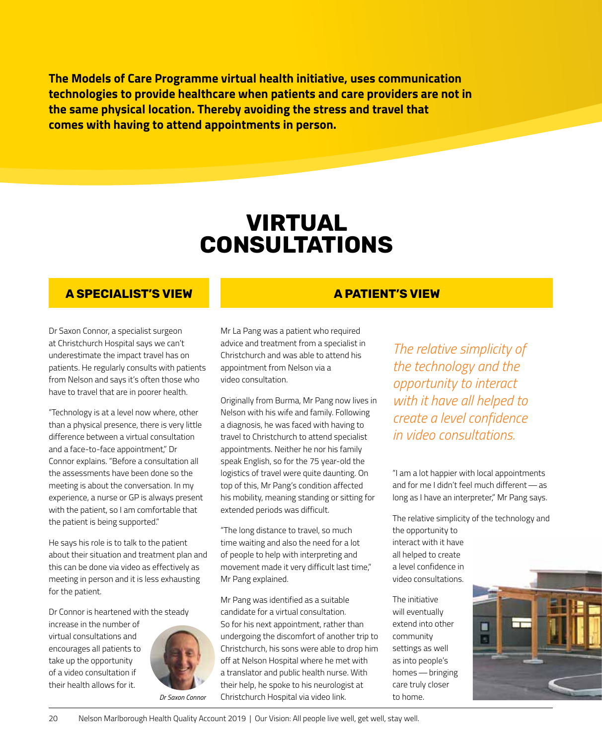**The Models of Care Programme virtual health initiative, uses communication technologies to provide healthcare when patients and care providers are not in the same physical location. Thereby avoiding the stress and travel that comes with having to attend appointments in person.**

# VIRTUAL CONSULTATIONS

## A SPECIALIST'S VIEW

Dr Saxon Connor, a specialist surgeon at Christchurch Hospital says we can't underestimate the impact travel has on patients. He regularly consults with patients from Nelson and says it's often those who have to travel that are in poorer health.

"Technology is at a level now where, other than a physical presence, there is very little difference between a virtual consultation and a face-to-face appointment," Dr Connor explains. "Before a consultation all the assessments have been done so the meeting is about the conversation. In my experience, a nurse or GP is always present with the patient, so I am comfortable that the patient is being supported."

He says his role is to talk to the patient about their situation and treatment plan and this can be done via video as effectively as meeting in person and it is less exhausting for the patient.

Dr Connor is heartened with the steady increase in the number of virtual consultations and encourages all patients to take up the opportunity of a video consultation if their health allows for it.

*Dr Saxon Connor*

## A PATIENT'S VIEW

Mr La Pang was a patient who required advice and treatment from a specialist in Christchurch and was able to attend his appointment from Nelson via a video consultation.

Originally from Burma, Mr Pang now lives in Nelson with his wife and family. Following a diagnosis, he was faced with having to travel to Christchurch to attend specialist appointments. Neither he nor his family speak English, so for the 75 year-old the logistics of travel were quite daunting. On top of this, Mr Pang's condition affected his mobility, meaning standing or sitting for extended periods was difficult.

"The long distance to travel, so much time waiting and also the need for a lot of people to help with interpreting and movement made it very difficult last time," Mr Pang explained.

Mr Pang was identified as a suitable candidate for a virtual consultation. So for his next appointment, rather than undergoing the discomfort of another trip to Christchurch, his sons were able to drop him off at Nelson Hospital where he met with a translator and public health nurse. With their help, he spoke to his neurologist at Christchurch Hospital via video link.

*The relative simplicity of the technology and the opportunity to interact with it have all helped to create a level confidence in video consultations.*

"I am a lot happier with local appointments and for me I didn't feel much different — as long as I have an interpreter," Mr Pang says.

The relative simplicity of the technology and the opportunity to interact with it have all helped to create a level confidence in video consultations.

The initiative will eventually extend into other community settings as well as into people's homes — bringing care truly closer to home.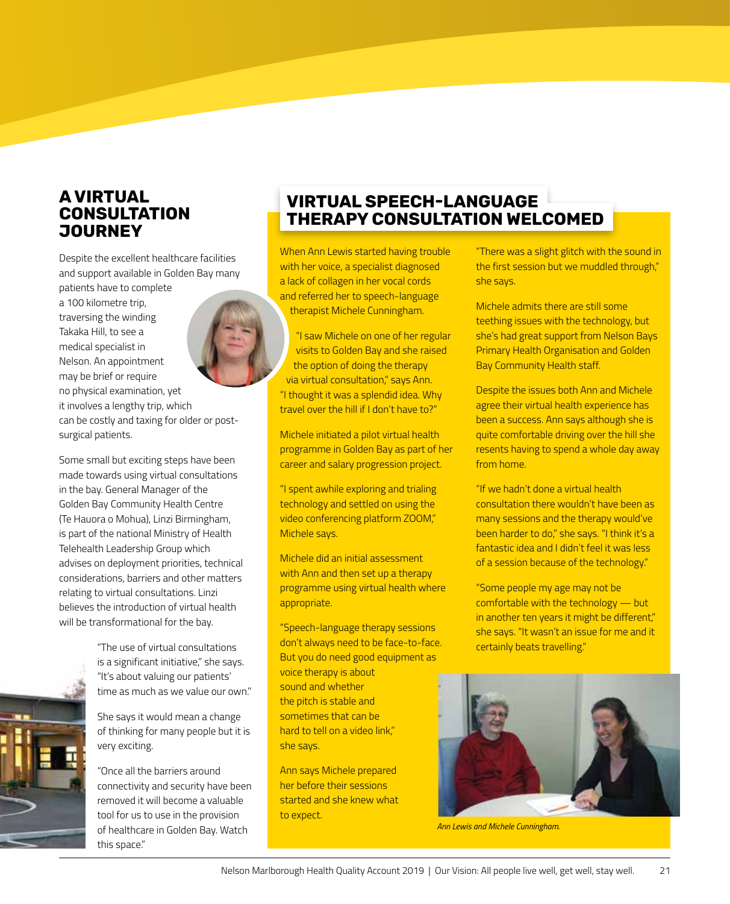## A VIRTUAL CONSULTATION JOURNEY

Despite the excellent healthcare facilities and support available in Golden Bay many patients have to complete a 100 kilometre trip, traversing the winding Takaka Hill, to see a medical specialist in Nelson. An appointment may be brief or require no physical examination, yet it involves a lengthy trip, which can be costly and taxing for older or post-surgical patients.

Some small but exciting steps have been made towards using virtual consultations in the bay. General Manager of the Golden Bay Community Health Centre (Te Hauora o Mohua), Linzi Birmingham, is part of the national Ministry of Health Telehealth Leadership Group which advises on deployment priorities, technical considerations, barriers and other matters relating to virtual consultations. Linzi believes the introduction of virtual health will be transformational for the bay.

"The use of virtual consultations is a significant initiative," she says. "It's about valuing our patients' time as much as we value our own."

She says it would mean a change of thinking for many people but it is very exciting.

"Once all the barriers around connectivity and security have been removed it will become a valuable tool for us to use in the provision of healthcare in Golden Bay. Watch this space."

## VIRTUAL SPEECH-LANGUAGE THERAPY CONSULTATION WELCOMED

When Ann Lewis started having trouble with her voice, a specialist diagnosed a lack of collagen in her vocal cords and referred her to speech-language therapist Michele Cunningham.

"I saw Michele on one of her regular visits to Golden Bay and she raised the option of doing the therapy via virtual consultation," says Ann. "I thought it was a splendid idea. Why travel over the hill if I don't have to?"

Michele initiated a pilot virtual health programme in Golden Bay as part of her career and salary progression project.

"I spent awhile exploring and trialing technology and settled on using the video conferencing platform ZOOM," Michele says.

Michele did an initial assessment with Ann and then set up a therapy programme using virtual health where appropriate.

"Speech-language therapy sessions don't always need to be face-to-face. But you do need good equipment as voice therapy is about sound and whether the pitch is stable and sometimes that can be hard to tell on a video link," she says.

Ann says Michele prepared her before their sessions started and she knew what to expect.

"There was a slight glitch with the sound in the first session but we muddled through," she says.

Michele admits there are still some teething issues with the technology, but she's had great support from Nelson Bays Primary Health Organisation and Golden Bay Community Health staff.

Despite the issues both Ann and Michele agree their virtual health experience has been a success. Ann says although she is quite comfortable driving over the hill she resents having to spend a whole day away from home.

"If we hadn't done a virtual health consultation there wouldn't have been as many sessions and the therapy would've been harder to do," she says. "I think it's a fantastic idea and I didn't feel it was less of a session because of the technology."

"Some people my age may not be comfortable with the technology — but in another ten years it might be different," she says. "It wasn't an issue for me and it certainly beats travelling."

*Ann Lewis and Michele Cunningham.*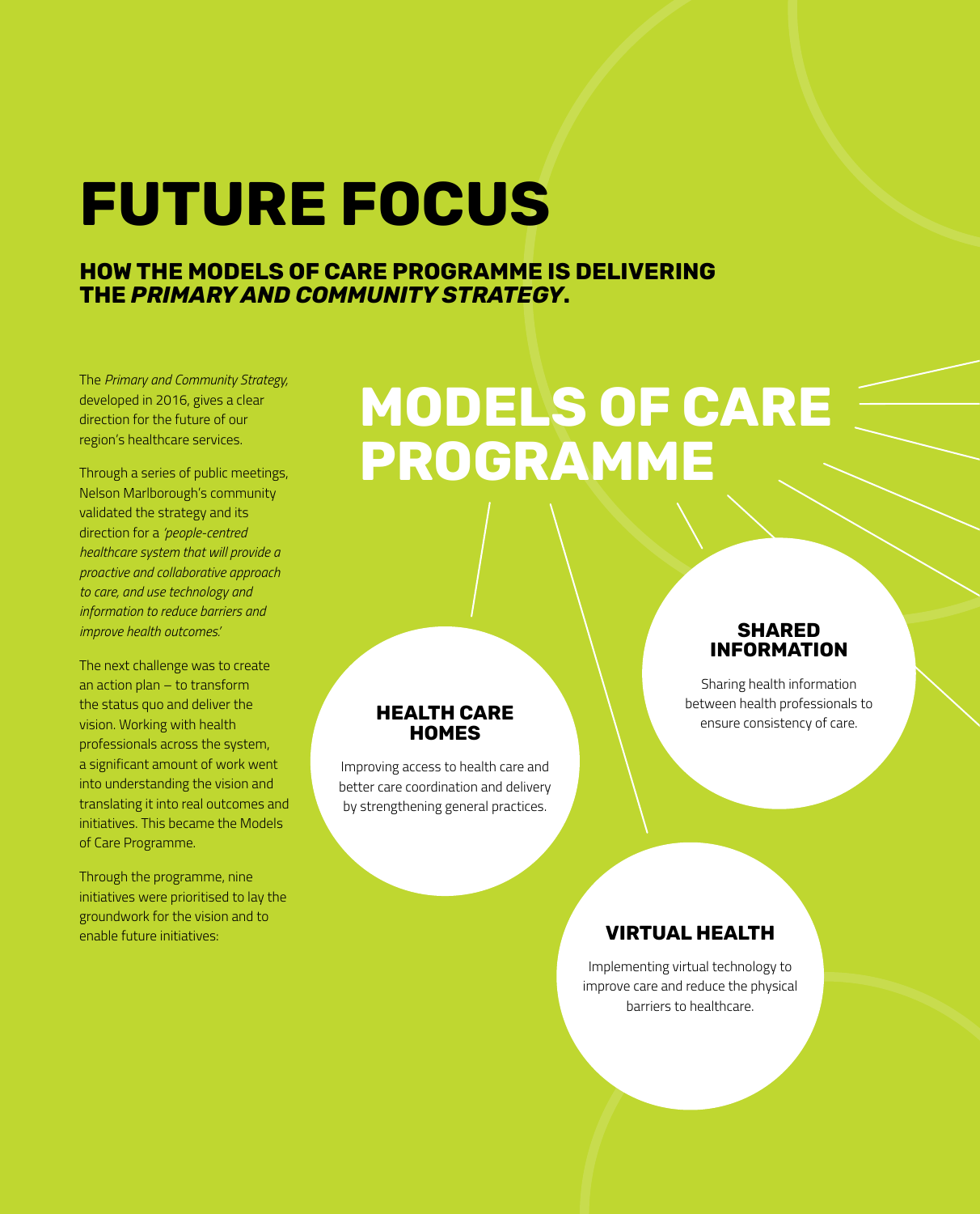# FUTURE FOCUS

## HOW THE MODELS OF CARE PROGRAMME IS DELIVERING THE *PRIMARY AND COMMUNITY STRATEGY*.

The *Primary and Community Strategy,* developed in 2016, gives a clear direction for the future of our region's healthcare services.

Through a series of public meetings, Nelson Marlborough's community validated the strategy and its direction for a *'people-centred healthcare system that will provide a proactive and collaborative approach to care, and use technology and information to reduce barriers and improve health outcomes.'*

The next challenge was to create an action plan – to transform the status quo and deliver the vision. Working with health professionals across the system, a significant amount of work went into understanding the vision and translating it into real outcomes and initiatives. This became the Models of Care Programme.

Through the programme, nine initiatives were prioritised to lay the groundwork for the vision and to enable future initiatives:

# MODELS OF CARE PROGRAMME

### HEALTH CARE HOMES

Improving access to health care and better care coordination and delivery by strengthening general practices.

### SHARED INFORMATION

Sharing health information between health professionals to ensure consistency of care.

### VIRTUAL HEALTH

Implementing virtual technology to improve care and reduce the physical barriers to healthcare.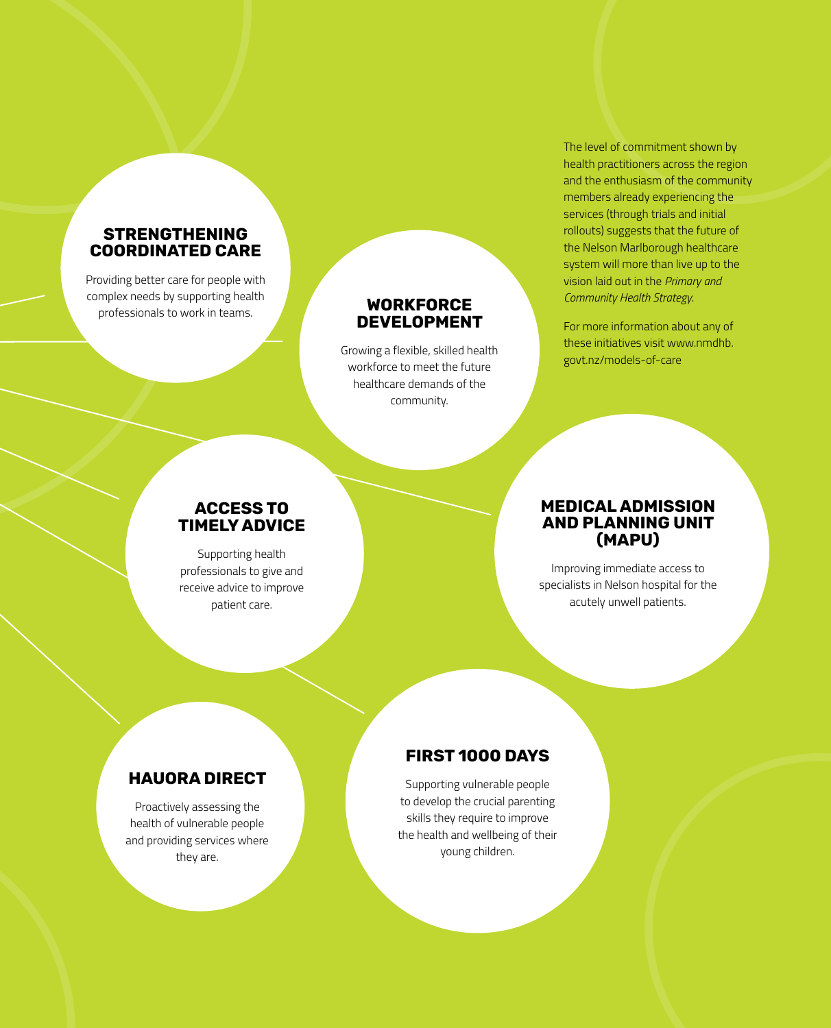## STRENGTHENING COORDINATED CARE

Providing better care for people with complex needs by supporting health professionals to work in teams.

## WORKFORCE DEVELOPMENT

Growing a flexible, skilled health workforce to meet the future healthcare demands of the community.

## ACCESS TO TIMELY ADVICE

Supporting health professionals to give and receive advice to improve patient care.

## MEDICAL ADMISSION AND PLANNING UNIT (MAPU)

Improving immediate access to specialists in Nelson hospital for the acutely unwell patients.

## HAUORA DIRECT

Proactively assessing the health of vulnerable people and providing services where they are.

## FIRST 1000 DAYS

Supporting vulnerable people to develop the crucial parenting skills they require to improve the health and wellbeing of their young children.

The level of commitment shown by health practitioners across the region and the enthusiasm of the community members already experiencing the services (through trials and initial rollouts) suggests that the future of the Nelson Marlborough healthcare system will more than live up to the vision laid out in the *Primary and Community Health Strategy.*

For more information about any of these initiatives visit www.nmdhb.govt.nz/models-of-care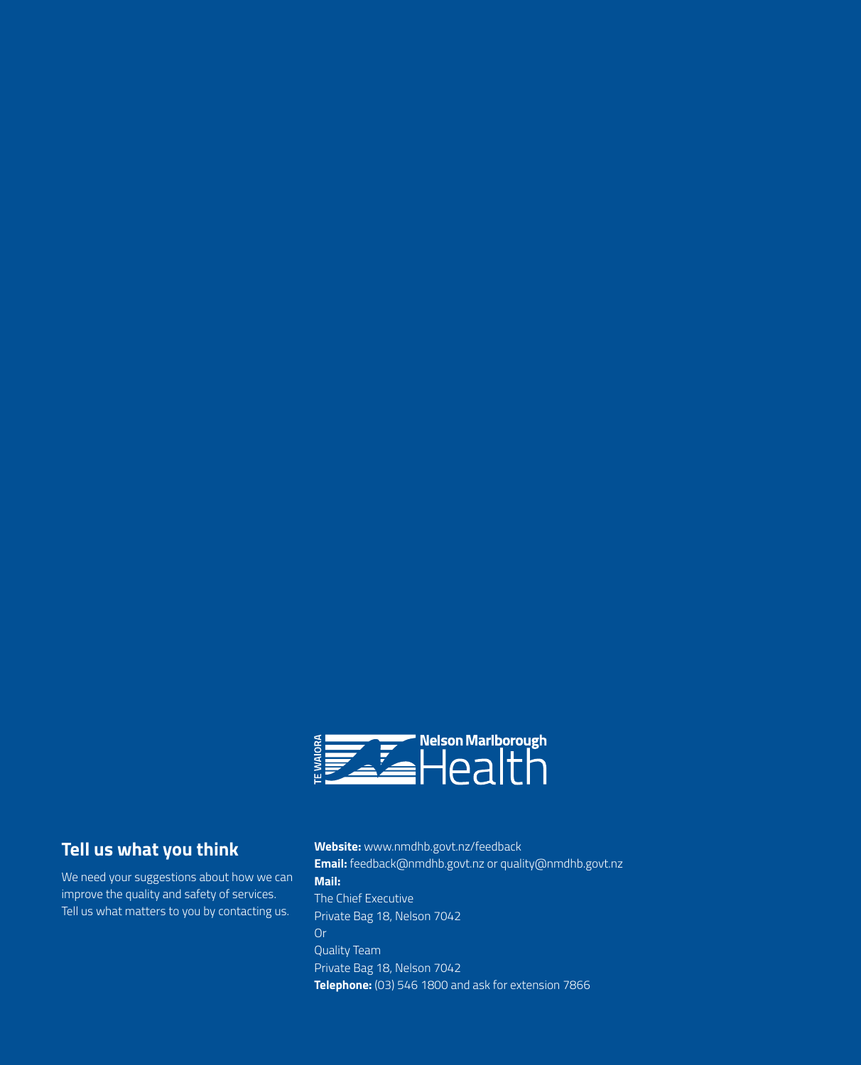TE WAIORA

Nelson Marlborough Health

## Tell us what you think

We need your suggestions about how we can improve the quality and safety of services. Tell us what matters to you by contacting us.

**Website:** www.nmdhb.govt.nz/feedback
**Email:** feedback@nmdhb.govt.nz or quality@nmdhb.govt.nz
**Mail:**
The Chief Executive
Private Bag 18, Nelson 7042
Or
Quality Team
Private Bag 18, Nelson 7042
**Telephone:** (03) 546 1800 and ask for extension 7866